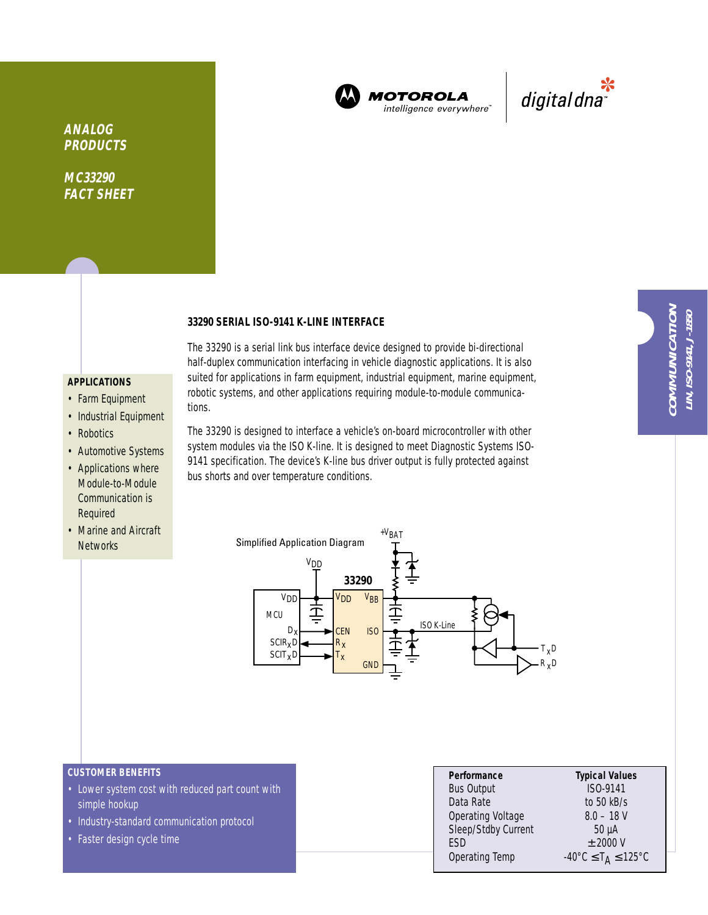ANALOG PRODUCTS

MC33290 FACT SHEET

COMMUNICATION

LIN, ISO-9141, J-1850

## 33290 SERIAL ISO-9141 K-LINE INTERFACE

The 33290 is a serial link bus interface device designed to provide bi-directional half-duplex communication interfacing in vehicle diagnostic applications. It is also suited for applications in farm equipment, industrial equipment, marine equipment, robotic systems, and other applications requiring module-to-module communications.

The 33290 is designed to interface a vehicle's on-board microcontroller with other system modules via the ISO K-line. It is designed to meet Diagnostic Systems ISO-9141 specification. The device's K-line bus driver output is fully protected against bus shorts and over temperature conditions.

### APPLICATIONS

- Farm Equipment
- Industrial Equipment
- Robotics
- Automotive Systems
- Applications where Module-to-Module Communication is Required
- Marine and Aircraft Networks

Simplified Application Diagram

### CUSTOMER BENEFITS

- Lower system cost with reduced part count with simple hookup
- Industry-standard communication protocol
- Faster design cycle time

| Performance | Typical Values |
|---|---|
| Bus Output | ISO-9141 |
| Data Rate | to 50 kB/s |
| Operating Voltage | 8.0 – 18 V |
| Sleep/Stdby Current | 50 µA |
| ESD | ±2000 V |
| Operating Temp | $-40°C \leq T_A \leq 125°C$ |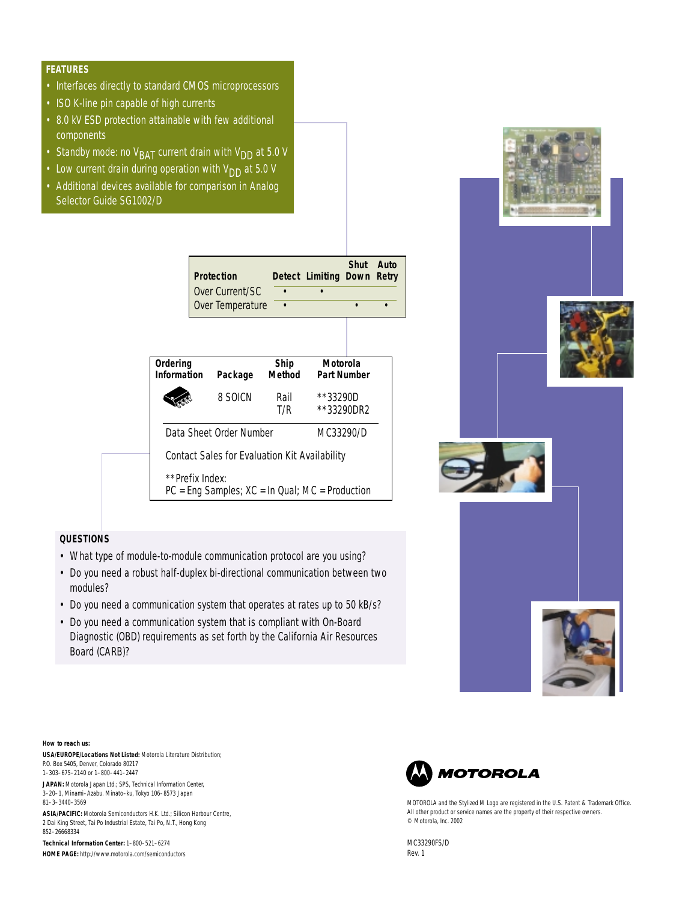## FEATURES

- Interfaces directly to standard CMOS microprocessors
- ISO K-line pin capable of high currents
- 8.0 kV ESD protection attainable with few additional components
- Standby mode: no $V_{BAT}$ current drain with $V_{DD}$ at 5.0 V
- Low current drain during operation with $V_{DD}$ at 5.0 V
- Additional devices available for comparison in Analog Selector Guide SG1002/D

| Protection | Detect | Limiting | Shut Down | Auto Retry |
|---|---|---|---|---|
| Over Current/SC | • | • | | |
| Over Temperature | • | | • | • |

| Ordering Information | Package | Ship Method | Motorola Part Number |
|---|---|---|---|
| | 8 SOICN | Rail<br>T/R | **33290D<br>**33290DR2 |
| Data Sheet Order Number | | | MC33290/D |
| Contact Sales for Evaluation Kit Availability | | | |
| **Prefix Index:<br>PC = Eng Samples; XC = In Qual; MC = Production | | | |

## QUESTIONS

- What type of module-to-module communication protocol are you using?
- Do you need a robust half-duplex bi-directional communication between two modules?
- Do you need a communication system that operates at rates up to 50 kB/s?
- Do you need a communication system that is compliant with On-Board Diagnostic (OBD) requirements as set forth by the California Air Resources Board (CARB)?

**How to reach us:**

**USA/EUROPE/Locations Not Listed:** Motorola Literature Distribution; P.O. Box 5405, Denver, Colorado 80217
1–303–675–2140 or 1–800–441–2447

**JAPAN:** Motorola Japan Ltd.; SPS, Technical Information Center, 3–20–1, Minami–Azabu. Minato–ku, Tokyo 106–8573 Japan
81–3–3440–3569

**ASIA/PACIFIC:** Motorola Semiconductors H.K. Ltd.; Silicon Harbour Centre, 2 Dai King Street, Tai Po Industrial Estate, Tai Po, N.T., Hong Kong
852–26668334

**Technical Information Center:** 1–800–521–6274

**HOME PAGE:** http://www.motorola.com/semiconductors

MOTOROLA

MOTOROLA and the Stylized M Logo are registered in the U.S. Patent & Trademark Office.
All other product or service names are the property of their respective owners.
© Motorola, Inc. 2002

MC33290FS/D
Rev. 1